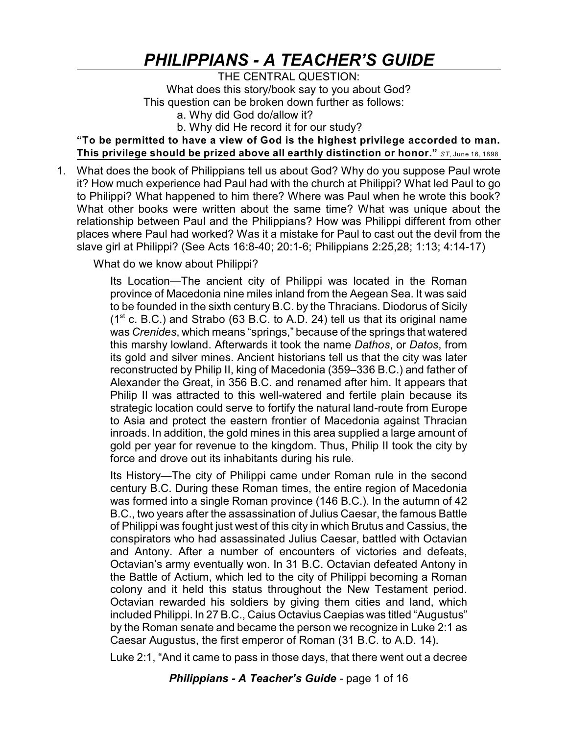# PHILIPPIANS - A TEACHER'S GUIDE

THE CENTRAL QUESTION:

What does this story/book say to you about God?

This question can be broken down further as follows:

a. Why did God do/allow it?

b. Why did He record it for our study?

**"To be permitted to have a view of God is the highest privilege accorded to man. This privilege should be prized above all earthly distinction or honor."** *ST*, June 16, 1898

1. What does the book of Philippians tell us about God? Why do you suppose Paul wrote it? How much experience had Paul had with the church at Philippi? What led Paul to go to Philippi? What happened to him there? Where was Paul when he wrote this book? What other books were written about the same time? What was unique about the relationship between Paul and the Philippians? How was Philippi different from other places where Paul had worked? Was it a mistake for Paul to cast out the devil from the slave girl at Philippi? (See Acts 16:8-40; 20:1-6; Philippians 2:25,28; 1:13; 4:14-17)

   What do we know about Philippi?

   Its Location—The ancient city of Philippi was located in the Roman province of Macedonia nine miles inland from the Aegean Sea. It was said to be founded in the sixth century B.C. by the Thracians. Diodorus of Sicily (1st c. B.C.) and Strabo (63 B.C. to A.D. 24) tell us that its original name was *Crenides*, which means "springs," because of the springs that watered this marshy lowland. Afterwards it took the name *Dathos*, or *Datos*, from its gold and silver mines. Ancient historians tell us that the city was later reconstructed by Philip II, king of Macedonia (359–336 B.C.) and father of Alexander the Great, in 356 B.C. and renamed after him. It appears that Philip II was attracted to this well-watered and fertile plain because its strategic location could serve to fortify the natural land-route from Europe to Asia and protect the eastern frontier of Macedonia against Thracian inroads. In addition, the gold mines in this area supplied a large amount of gold per year for revenue to the kingdom. Thus, Philip II took the city by force and drove out its inhabitants during his rule.

   Its History—The city of Philippi came under Roman rule in the second century B.C. During these Roman times, the entire region of Macedonia was formed into a single Roman province (146 B.C.). In the autumn of 42 B.C., two years after the assassination of Julius Caesar, the famous Battle of Philippi was fought just west of this city in which Brutus and Cassius, the conspirators who had assassinated Julius Caesar, battled with Octavian and Antony. After a number of encounters of victories and defeats, Octavian's army eventually won. In 31 B.C. Octavian defeated Antony in the Battle of Actium, which led to the city of Philippi becoming a Roman colony and it held this status throughout the New Testament period. Octavian rewarded his soldiers by giving them cities and land, which included Philippi. In 27 B.C., Caius Octavius Caepias was titled "Augustus" by the Roman senate and became the person we recognize in Luke 2:1 as Caesar Augustus, the first emperor of Roman (31 B.C. to A.D. 14).

   Luke 2:1, "And it came to pass in those days, that there went out a decree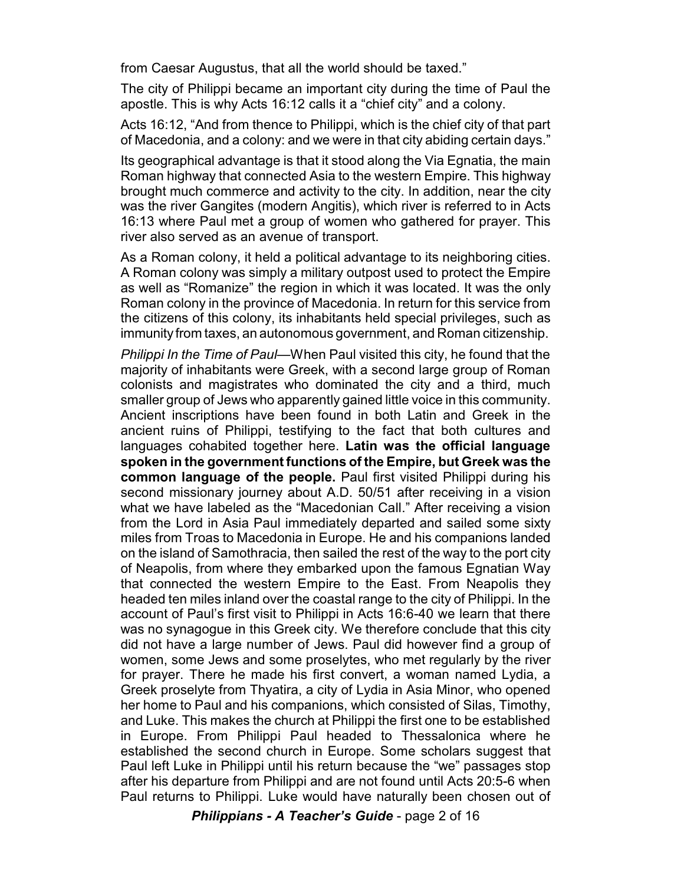from Caesar Augustus, that all the world should be taxed."

The city of Philippi became an important city during the time of Paul the apostle. This is why Acts 16:12 calls it a "chief city" and a colony.

Acts 16:12, "And from thence to Philippi, which is the chief city of that part of Macedonia, and a colony: and we were in that city abiding certain days."

Its geographical advantage is that it stood along the Via Egnatia, the main Roman highway that connected Asia to the western Empire. This highway brought much commerce and activity to the city. In addition, near the city was the river Gangites (modern Angitis), which river is referred to in Acts 16:13 where Paul met a group of women who gathered for prayer. This river also served as an avenue of transport.

As a Roman colony, it held a political advantage to its neighboring cities. A Roman colony was simply a military outpost used to protect the Empire as well as "Romanize" the region in which it was located. It was the only Roman colony in the province of Macedonia. In return for this service from the citizens of this colony, its inhabitants held special privileges, such as immunity from taxes, an autonomous government, and Roman citizenship.

*Philippi In the Time of Paul*—When Paul visited this city, he found that the majority of inhabitants were Greek, with a second large group of Roman colonists and magistrates who dominated the city and a third, much smaller group of Jews who apparently gained little voice in this community. Ancient inscriptions have been found in both Latin and Greek in the ancient ruins of Philippi, testifying to the fact that both cultures and languages cohabited together here. **Latin was the official language spoken in the government functions of the Empire, but Greek was the common language of the people.** Paul first visited Philippi during his second missionary journey about A.D. 50/51 after receiving in a vision what we have labeled as the "Macedonian Call." After receiving a vision from the Lord in Asia Paul immediately departed and sailed some sixty miles from Troas to Macedonia in Europe. He and his companions landed on the island of Samothracia, then sailed the rest of the way to the port city of Neapolis, from where they embarked upon the famous Egnatian Way that connected the western Empire to the East. From Neapolis they headed ten miles inland over the coastal range to the city of Philippi. In the account of Paul's first visit to Philippi in Acts 16:6-40 we learn that there was no synagogue in this Greek city. We therefore conclude that this city did not have a large number of Jews. Paul did however find a group of women, some Jews and some proselytes, who met regularly by the river for prayer. There he made his first convert, a woman named Lydia, a Greek proselyte from Thyatira, a city of Lydia in Asia Minor, who opened her home to Paul and his companions, which consisted of Silas, Timothy, and Luke. This makes the church at Philippi the first one to be established in Europe. From Philippi Paul headed to Thessalonica where he established the second church in Europe. Some scholars suggest that Paul left Luke in Philippi until his return because the "we" passages stop after his departure from Philippi and are not found until Acts 20:5-6 when Paul returns to Philippi. Luke would have naturally been chosen out of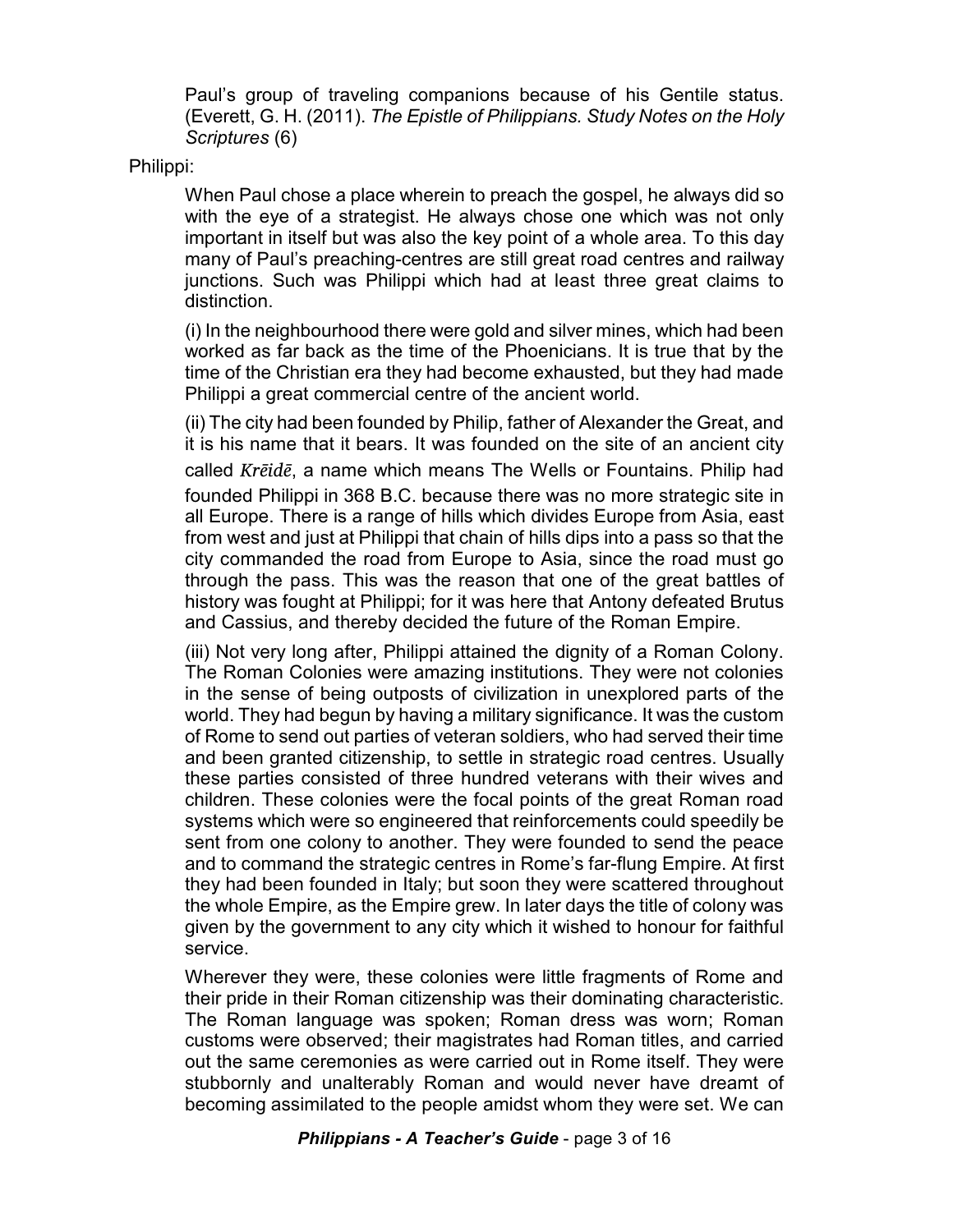Paul's group of traveling companions because of his Gentile status. (Everett, G. H. (2011). *The Epistle of Philippians. Study Notes on the Holy Scriptures* (6)

Philippi:

When Paul chose a place wherein to preach the gospel, he always did so with the eye of a strategist. He always chose one which was not only important in itself but was also the key point of a whole area. To this day many of Paul's preaching-centres are still great road centres and railway junctions. Such was Philippi which had at least three great claims to distinction.

(i) In the neighbourhood there were gold and silver mines, which had been worked as far back as the time of the Phoenicians. It is true that by the time of the Christian era they had become exhausted, but they had made Philippi a great commercial centre of the ancient world.

(ii) The city had been founded by Philip, father of Alexander the Great, and it is his name that it bears. It was founded on the site of an ancient city called *Krēidē*, a name which means The Wells or Fountains. Philip had founded Philippi in 368 B.C. because there was no more strategic site in all Europe. There is a range of hills which divides Europe from Asia, east from west and just at Philippi that chain of hills dips into a pass so that the city commanded the road from Europe to Asia, since the road must go through the pass. This was the reason that one of the great battles of history was fought at Philippi; for it was here that Antony defeated Brutus and Cassius, and thereby decided the future of the Roman Empire.

(iii) Not very long after, Philippi attained the dignity of a Roman Colony. The Roman Colonies were amazing institutions. They were not colonies in the sense of being outposts of civilization in unexplored parts of the world. They had begun by having a military significance. It was the custom of Rome to send out parties of veteran soldiers, who had served their time and been granted citizenship, to settle in strategic road centres. Usually these parties consisted of three hundred veterans with their wives and children. These colonies were the focal points of the great Roman road systems which were so engineered that reinforcements could speedily be sent from one colony to another. They were founded to send the peace and to command the strategic centres in Rome's far-flung Empire. At first they had been founded in Italy; but soon they were scattered throughout the whole Empire, as the Empire grew. In later days the title of colony was given by the government to any city which it wished to honour for faithful service.

Wherever they were, these colonies were little fragments of Rome and their pride in their Roman citizenship was their dominating characteristic. The Roman language was spoken; Roman dress was worn; Roman customs were observed; their magistrates had Roman titles, and carried out the same ceremonies as were carried out in Rome itself. They were stubbornly and unalterably Roman and would never have dreamt of becoming assimilated to the people amidst whom they were set. We can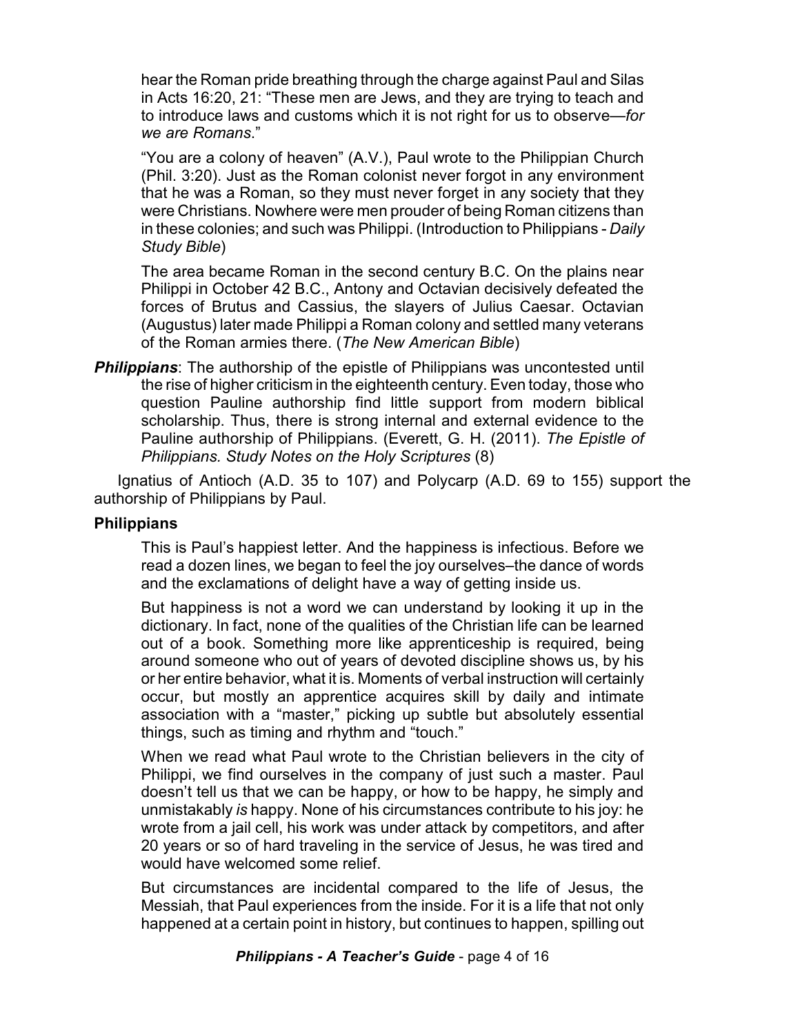hear the Roman pride breathing through the charge against Paul and Silas in Acts 16:20, 21: "These men are Jews, and they are trying to teach and to introduce laws and customs which it is not right for us to observe—*for we are Romans*."

"You are a colony of heaven" (A.V.), Paul wrote to the Philippian Church (Phil. 3:20). Just as the Roman colonist never forgot in any environment that he was a Roman, so they must never forget in any society that they were Christians. Nowhere were men prouder of being Roman citizens than in these colonies; and such was Philippi. (Introduction to Philippians - *Daily Study Bible*)

The area became Roman in the second century B.C. On the plains near Philippi in October 42 B.C., Antony and Octavian decisively defeated the forces of Brutus and Cassius, the slayers of Julius Caesar. Octavian (Augustus) later made Philippi a Roman colony and settled many veterans of the Roman armies there. (*The New American Bible*)

***Philippians***: The authorship of the epistle of Philippians was uncontested until the rise of higher criticism in the eighteenth century. Even today, those who question Pauline authorship find little support from modern biblical scholarship. Thus, there is strong internal and external evidence to the Pauline authorship of Philippians. (Everett, G. H. (2011). *The Epistle of Philippians. Study Notes on the Holy Scriptures* (8)

Ignatius of Antioch (A.D. 35 to 107) and Polycarp (A.D. 69 to 155) support the authorship of Philippians by Paul.

**Philippians**

This is Paul's happiest letter. And the happiness is infectious. Before we read a dozen lines, we began to feel the joy ourselves–the dance of words and the exclamations of delight have a way of getting inside us.

But happiness is not a word we can understand by looking it up in the dictionary. In fact, none of the qualities of the Christian life can be learned out of a book. Something more like apprenticeship is required, being around someone who out of years of devoted discipline shows us, by his or her entire behavior, what it is. Moments of verbal instruction will certainly occur, but mostly an apprentice acquires skill by daily and intimate association with a "master," picking up subtle but absolutely essential things, such as timing and rhythm and "touch."

When we read what Paul wrote to the Christian believers in the city of Philippi, we find ourselves in the company of just such a master. Paul doesn't tell us that we can be happy, or how to be happy, he simply and unmistakably *is* happy. None of his circumstances contribute to his joy: he wrote from a jail cell, his work was under attack by competitors, and after 20 years or so of hard traveling in the service of Jesus, he was tired and would have welcomed some relief.

But circumstances are incidental compared to the life of Jesus, the Messiah, that Paul experiences from the inside. For it is a life that not only happened at a certain point in history, but continues to happen, spilling out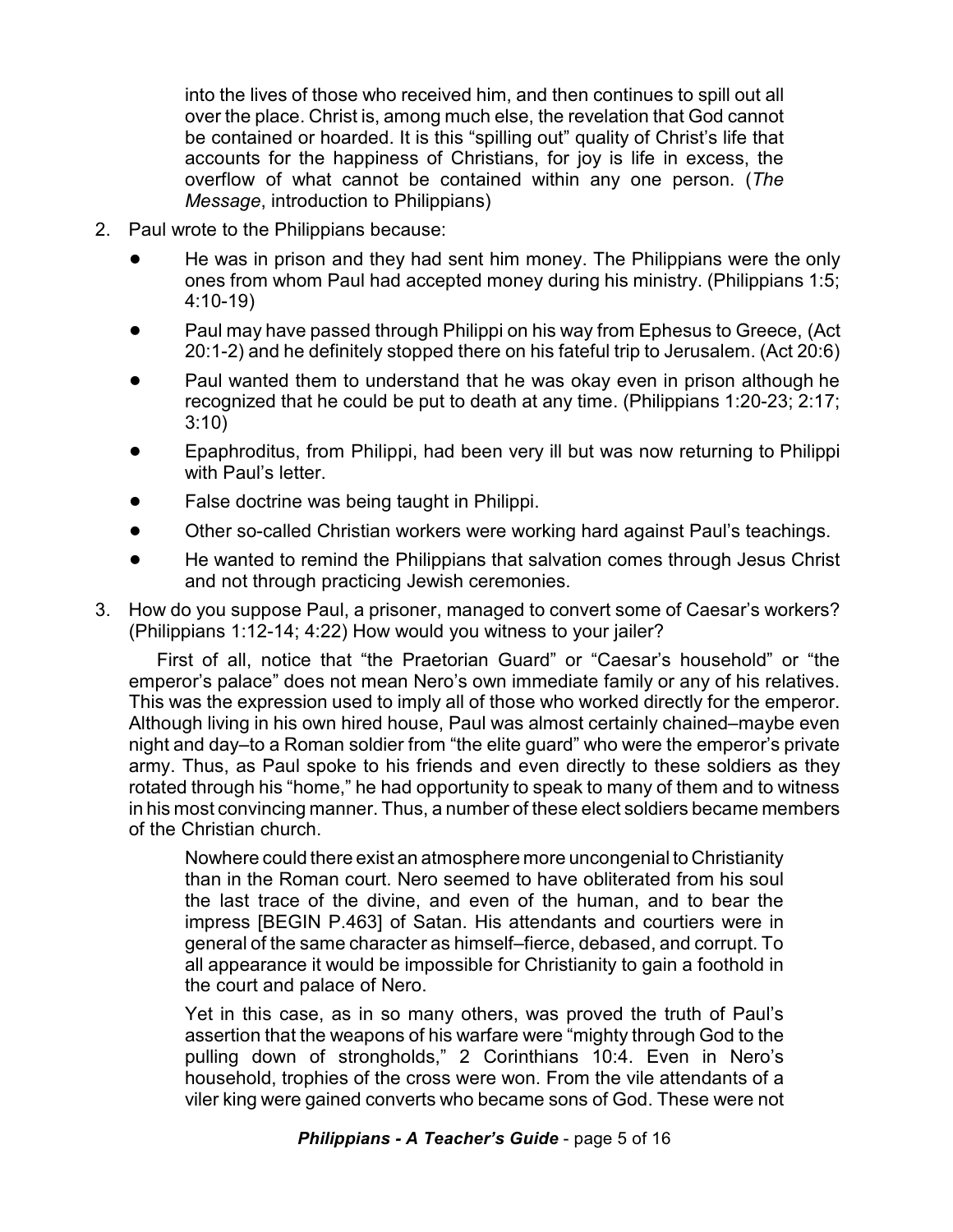> into the lives of those who received him, and then continues to spill out all over the place. Christ is, among much else, the revelation that God cannot be contained or hoarded. It is this "spilling out" quality of Christ's life that accounts for the happiness of Christians, for joy is life in excess, the overflow of what cannot be contained within any one person. (*The Message*, introduction to Philippians)

2. Paul wrote to the Philippians because:
   - He was in prison and they had sent him money. The Philippians were the only ones from whom Paul had accepted money during his ministry. (Philippians 1:5; 4:10-19)
   - Paul may have passed through Philippi on his way from Ephesus to Greece, (Act 20:1-2) and he definitely stopped there on his fateful trip to Jerusalem. (Act 20:6)
   - Paul wanted them to understand that he was okay even in prison although he recognized that he could be put to death at any time. (Philippians 1:20-23; 2:17; 3:10)
   - Epaphroditus, from Philippi, had been very ill but was now returning to Philippi with Paul's letter.
   - False doctrine was being taught in Philippi.
   - Other so-called Christian workers were working hard against Paul's teachings.
   - He wanted to remind the Philippians that salvation comes through Jesus Christ and not through practicing Jewish ceremonies.

3. How do you suppose Paul, a prisoner, managed to convert some of Caesar's workers? (Philippians 1:12-14; 4:22) How would you witness to your jailer?

   First of all, notice that "the Praetorian Guard" or "Caesar's household" or "the emperor's palace" does not mean Nero's own immediate family or any of his relatives. This was the expression used to imply all of those who worked directly for the emperor. Although living in his own hired house, Paul was almost certainly chained–maybe even night and day–to a Roman soldier from "the elite guard" who were the emperor's private army. Thus, as Paul spoke to his friends and even directly to these soldiers as they rotated through his "home," he had opportunity to speak to many of them and to witness in his most convincing manner. Thus, a number of these elect soldiers became members of the Christian church.

   > Nowhere could there exist an atmosphere more uncongenial to Christianity than in the Roman court. Nero seemed to have obliterated from his soul the last trace of the divine, and even of the human, and to bear the impress [BEGIN P.463] of Satan. His attendants and courtiers were in general of the same character as himself–fierce, debased, and corrupt. To all appearance it would be impossible for Christianity to gain a foothold in the court and palace of Nero.
   >
   > Yet in this case, as in so many others, was proved the truth of Paul's assertion that the weapons of his warfare were "mighty through God to the pulling down of strongholds," 2 Corinthians 10:4. Even in Nero's household, trophies of the cross were won. From the vile attendants of a viler king were gained converts who became sons of God. These were not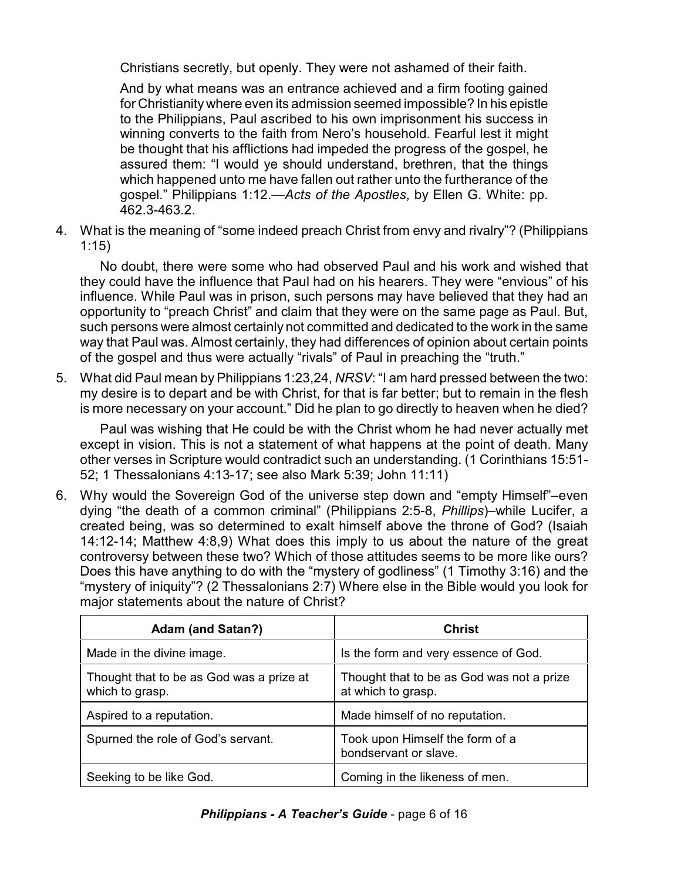Christians secretly, but openly. They were not ashamed of their faith.

And by what means was an entrance achieved and a firm footing gained for Christianity where even its admission seemed impossible? In his epistle to the Philippians, Paul ascribed to his own imprisonment his success in winning converts to the faith from Nero's household. Fearful lest it might be thought that his afflictions had impeded the progress of the gospel, he assured them: "I would ye should understand, brethren, that the things which happened unto me have fallen out rather unto the furtherance of the gospel." Philippians 1:12.—*Acts of the Apostles*, by Ellen G. White: pp. 462.3-463.2.

4. What is the meaning of "some indeed preach Christ from envy and rivalry"? (Philippians 1:15)

   No doubt, there were some who had observed Paul and his work and wished that they could have the influence that Paul had on his hearers. They were "envious" of his influence. While Paul was in prison, such persons may have believed that they had an opportunity to "preach Christ" and claim that they were on the same page as Paul. But, such persons were almost certainly not committed and dedicated to the work in the same way that Paul was. Almost certainly, they had differences of opinion about certain points of the gospel and thus were actually "rivals" of Paul in preaching the "truth."

5. What did Paul mean by Philippians 1:23,24, *NRSV*: "I am hard pressed between the two: my desire is to depart and be with Christ, for that is far better; but to remain in the flesh is more necessary on your account." Did he plan to go directly to heaven when he died?

   Paul was wishing that He could be with the Christ whom he had never actually met except in vision. This is not a statement of what happens at the point of death. Many other verses in Scripture would contradict such an understanding. (1 Corinthians 15:51-52; 1 Thessalonians 4:13-17; see also Mark 5:39; John 11:11)

6. Why would the Sovereign God of the universe step down and "empty Himself"–even dying "the death of a common criminal" (Philippians 2:5-8, *Phillips*)–while Lucifer, a created being, was so determined to exalt himself above the throne of God? (Isaiah 14:12-14; Matthew 4:8,9) What does this imply to us about the nature of the great controversy between these two? Which of those attitudes seems to be more like ours? Does this have anything to do with the "mystery of godliness" (1 Timothy 3:16) and the "mystery of iniquity"? (2 Thessalonians 2:7) Where else in the Bible would you look for major statements about the nature of Christ?

| Adam (and Satan?) | Christ |
| --- | --- |
| Made in the divine image. | Is the form and very essence of God. |
| Thought that to be as God was a prize at which to grasp. | Thought that to be as God was not a prize at which to grasp. |
| Aspired to a reputation. | Made himself of no reputation. |
| Spurned the role of God's servant. | Took upon Himself the form of a bondservant or slave. |
| Seeking to be like God. | Coming in the likeness of men. |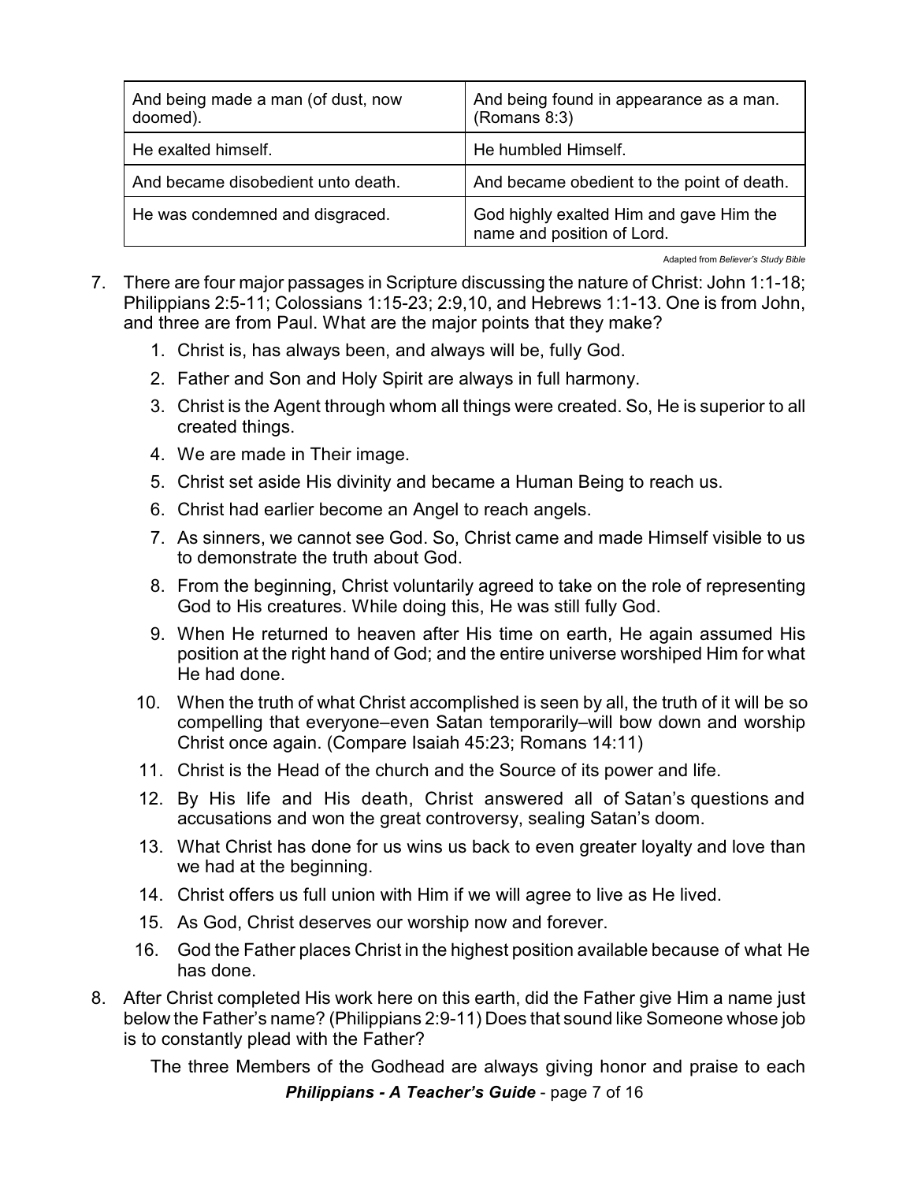| And being made a man (of dust, now doomed). | And being found in appearance as a man. (Romans 8:3) |
| --- | --- |
| He exalted himself. | He humbled Himself. |
| And became disobedient unto death. | And became obedient to the point of death. |
| He was condemned and disgraced. | God highly exalted Him and gave Him the name and position of Lord. |

Adapted from *Believer's Study Bible*

7. There are four major passages in Scripture discussing the nature of Christ: John 1:1-18; Philippians 2:5-11; Colossians 1:15-23; 2:9,10, and Hebrews 1:1-13. One is from John, and three are from Paul. What are the major points that they make?

    1. Christ is, has always been, and always will be, fully God.
    2. Father and Son and Holy Spirit are always in full harmony.
    3. Christ is the Agent through whom all things were created. So, He is superior to all created things.
    4. We are made in Their image.
    5. Christ set aside His divinity and became a Human Being to reach us.
    6. Christ had earlier become an Angel to reach angels.
    7. As sinners, we cannot see God. So, Christ came and made Himself visible to us to demonstrate the truth about God.
    8. From the beginning, Christ voluntarily agreed to take on the role of representing God to His creatures. While doing this, He was still fully God.
    9. When He returned to heaven after His time on earth, He again assumed His position at the right hand of God; and the entire universe worshiped Him for what He had done.
    10. When the truth of what Christ accomplished is seen by all, the truth of it will be so compelling that everyone–even Satan temporarily–will bow down and worship Christ once again. (Compare Isaiah 45:23; Romans 14:11)
    11. Christ is the Head of the church and the Source of its power and life.
    12. By His life and His death, Christ answered all of Satan's questions and accusations and won the great controversy, sealing Satan's doom.
    13. What Christ has done for us wins us back to even greater loyalty and love than we had at the beginning.
    14. Christ offers us full union with Him if we will agree to live as He lived.
    15. As God, Christ deserves our worship now and forever.
    16. God the Father places Christ in the highest position available because of what He has done.

8. After Christ completed His work here on this earth, did the Father give Him a name just below the Father's name? (Philippians 2:9-11) Does that sound like Someone whose job is to constantly plead with the Father?

    The three Members of the Godhead are always giving honor and praise to each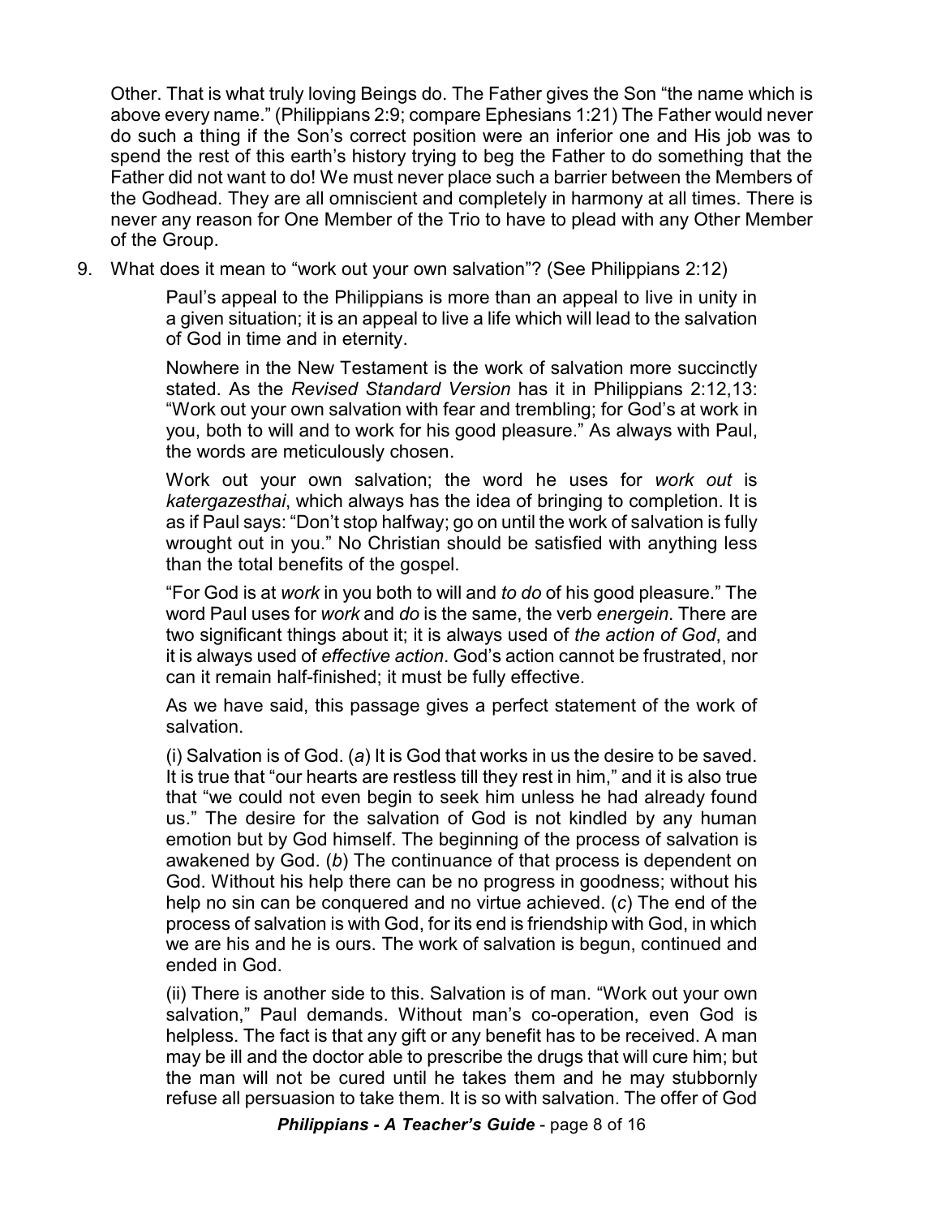Other. That is what truly loving Beings do. The Father gives the Son "the name which is above every name." (Philippians 2:9; compare Ephesians 1:21) The Father would never do such a thing if the Son's correct position were an inferior one and His job was to spend the rest of this earth's history trying to beg the Father to do something that the Father did not want to do! We must never place such a barrier between the Members of the Godhead. They are all omniscient and completely in harmony at all times. There is never any reason for One Member of the Trio to have to plead with any Other Member of the Group.

9. What does it mean to "work out your own salvation"? (See Philippians 2:12)

    Paul's appeal to the Philippians is more than an appeal to live in unity in a given situation; it is an appeal to live a life which will lead to the salvation of God in time and in eternity.

    Nowhere in the New Testament is the work of salvation more succinctly stated. As the *Revised Standard Version* has it in Philippians 2:12,13: "Work out your own salvation with fear and trembling; for God's at work in you, both to will and to work for his good pleasure." As always with Paul, the words are meticulously chosen.

    Work out your own salvation; the word he uses for *work out* is *katergazesthai*, which always has the idea of bringing to completion. It is as if Paul says: "Don't stop halfway; go on until the work of salvation is fully wrought out in you." No Christian should be satisfied with anything less than the total benefits of the gospel.

    "For God is at *work* in you both to will and *to do* of his good pleasure." The word Paul uses for *work* and *do* is the same, the verb *energein*. There are two significant things about it; it is always used of *the action of God*, and it is always used of *effective action*. God's action cannot be frustrated, nor can it remain half-finished; it must be fully effective.

    As we have said, this passage gives a perfect statement of the work of salvation.

    (i) Salvation is of God. (*a*) It is God that works in us the desire to be saved. It is true that "our hearts are restless till they rest in him," and it is also true that "we could not even begin to seek him unless he had already found us." The desire for the salvation of God is not kindled by any human emotion but by God himself. The beginning of the process of salvation is awakened by God. (*b*) The continuance of that process is dependent on God. Without his help there can be no progress in goodness; without his help no sin can be conquered and no virtue achieved. (*c*) The end of the process of salvation is with God, for its end is friendship with God, in which we are his and he is ours. The work of salvation is begun, continued and ended in God.

    (ii) There is another side to this. Salvation is of man. "Work out your own salvation," Paul demands. Without man's co-operation, even God is helpless. The fact is that any gift or any benefit has to be received. A man may be ill and the doctor able to prescribe the drugs that will cure him; but the man will not be cured until he takes them and he may stubbornly refuse all persuasion to take them. It is so with salvation. The offer of God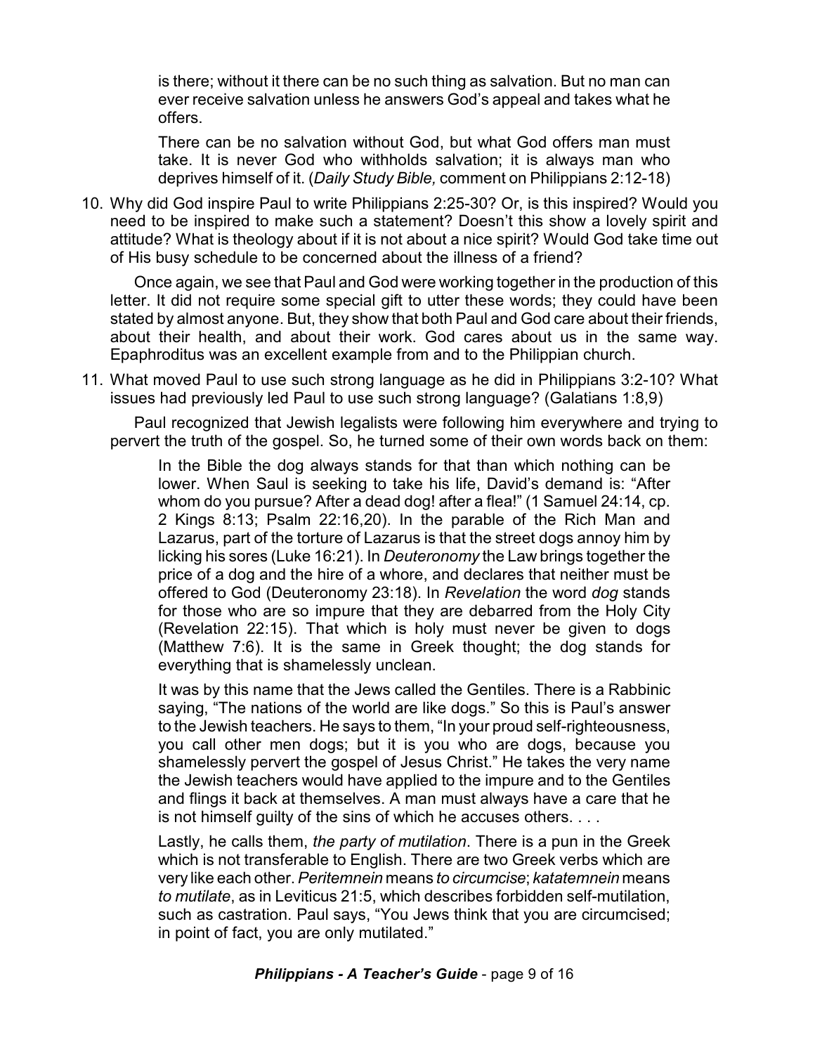> is there; without it there can be no such thing as salvation. But no man can ever receive salvation unless he answers God's appeal and takes what he offers.
>
> There can be no salvation without God, but what God offers man must take. It is never God who withholds salvation; it is always man who deprives himself of it. (*Daily Study Bible,* comment on Philippians 2:12-18)

10. Why did God inspire Paul to write Philippians 2:25-30? Or, is this inspired? Would you need to be inspired to make such a statement? Doesn't this show a lovely spirit and attitude? What is theology about if it is not about a nice spirit? Would God take time out of His busy schedule to be concerned about the illness of a friend?

Once again, we see that Paul and God were working together in the production of this letter. It did not require some special gift to utter these words; they could have been stated by almost anyone. But, they show that both Paul and God care about their friends, about their health, and about their work. God cares about us in the same way. Epaphroditus was an excellent example from and to the Philippian church.

11. What moved Paul to use such strong language as he did in Philippians 3:2-10? What issues had previously led Paul to use such strong language? (Galatians 1:8,9)

Paul recognized that Jewish legalists were following him everywhere and trying to pervert the truth of the gospel. So, he turned some of their own words back on them:

> In the Bible the dog always stands for that than which nothing can be lower. When Saul is seeking to take his life, David's demand is: "After whom do you pursue? After a dead dog! after a flea!" (1 Samuel 24:14, cp. 2 Kings 8:13; Psalm 22:16,20). In the parable of the Rich Man and Lazarus, part of the torture of Lazarus is that the street dogs annoy him by licking his sores (Luke 16:21). In *Deuteronomy* the Law brings together the price of a dog and the hire of a whore, and declares that neither must be offered to God (Deuteronomy 23:18). In *Revelation* the word *dog* stands for those who are so impure that they are debarred from the Holy City (Revelation 22:15). That which is holy must never be given to dogs (Matthew 7:6). It is the same in Greek thought; the dog stands for everything that is shamelessly unclean.
>
> It was by this name that the Jews called the Gentiles. There is a Rabbinic saying, "The nations of the world are like dogs." So this is Paul's answer to the Jewish teachers. He says to them, "In your proud self-righteousness, you call other men dogs; but it is you who are dogs, because you shamelessly pervert the gospel of Jesus Christ." He takes the very name the Jewish teachers would have applied to the impure and to the Gentiles and flings it back at themselves. A man must always have a care that he is not himself guilty of the sins of which he accuses others. . . .
>
> Lastly, he calls them, *the party of mutilation*. There is a pun in the Greek which is not transferable to English. There are two Greek verbs which are very like each other. *Peritemnein* means *to circumcise*; *katatemnein* means *to mutilate*, as in Leviticus 21:5, which describes forbidden self-mutilation, such as castration. Paul says, "You Jews think that you are circumcised; in point of fact, you are only mutilated."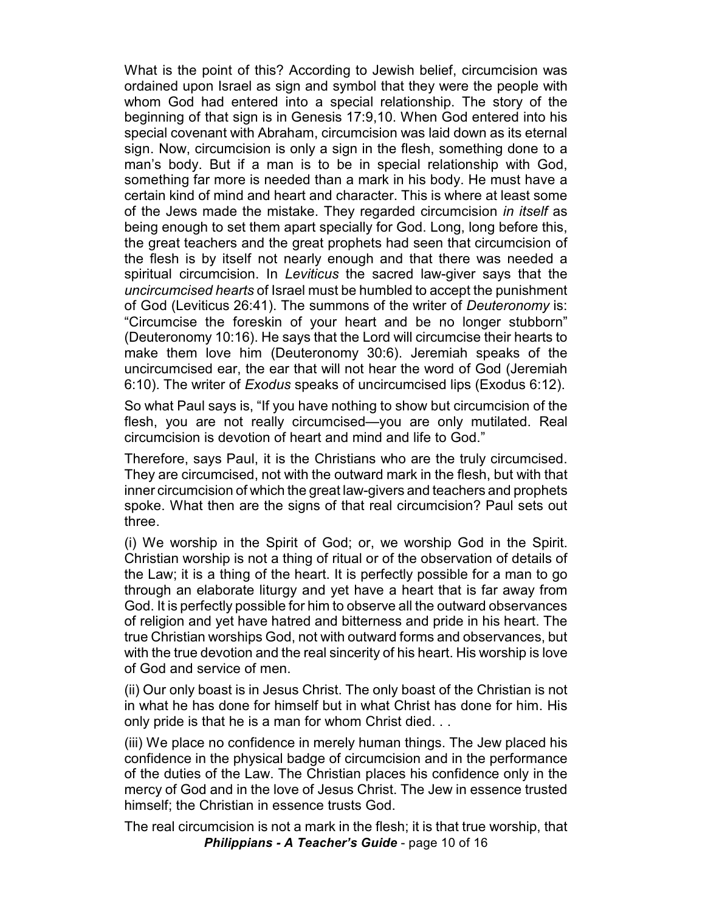What is the point of this? According to Jewish belief, circumcision was ordained upon Israel as sign and symbol that they were the people with whom God had entered into a special relationship. The story of the beginning of that sign is in Genesis 17:9,10. When God entered into his special covenant with Abraham, circumcision was laid down as its eternal sign. Now, circumcision is only a sign in the flesh, something done to a man's body. But if a man is to be in special relationship with God, something far more is needed than a mark in his body. He must have a certain kind of mind and heart and character. This is where at least some of the Jews made the mistake. They regarded circumcision *in itself* as being enough to set them apart specially for God. Long, long before this, the great teachers and the great prophets had seen that circumcision of the flesh is by itself not nearly enough and that there was needed a spiritual circumcision. In *Leviticus* the sacred law-giver says that the *uncircumcised hearts* of Israel must be humbled to accept the punishment of God (Leviticus 26:41). The summons of the writer of *Deuteronomy* is: "Circumcise the foreskin of your heart and be no longer stubborn" (Deuteronomy 10:16). He says that the Lord will circumcise their hearts to make them love him (Deuteronomy 30:6). Jeremiah speaks of the uncircumcised ear, the ear that will not hear the word of God (Jeremiah 6:10). The writer of *Exodus* speaks of uncircumcised lips (Exodus 6:12).

So what Paul says is, "If you have nothing to show but circumcision of the flesh, you are not really circumcised—you are only mutilated. Real circumcision is devotion of heart and mind and life to God."

Therefore, says Paul, it is the Christians who are the truly circumcised. They are circumcised, not with the outward mark in the flesh, but with that inner circumcision of which the great law-givers and teachers and prophets spoke. What then are the signs of that real circumcision? Paul sets out three.

(i) We worship in the Spirit of God; or, we worship God in the Spirit. Christian worship is not a thing of ritual or of the observation of details of the Law; it is a thing of the heart. It is perfectly possible for a man to go through an elaborate liturgy and yet have a heart that is far away from God. It is perfectly possible for him to observe all the outward observances of religion and yet have hatred and bitterness and pride in his heart. The true Christian worships God, not with outward forms and observances, but with the true devotion and the real sincerity of his heart. His worship is love of God and service of men.

(ii) Our only boast is in Jesus Christ. The only boast of the Christian is not in what he has done for himself but in what Christ has done for him. His only pride is that he is a man for whom Christ died. . .

(iii) We place no confidence in merely human things. The Jew placed his confidence in the physical badge of circumcision and in the performance of the duties of the Law. The Christian places his confidence only in the mercy of God and in the love of Jesus Christ. The Jew in essence trusted himself; the Christian in essence trusts God.

The real circumcision is not a mark in the flesh; it is that true worship, that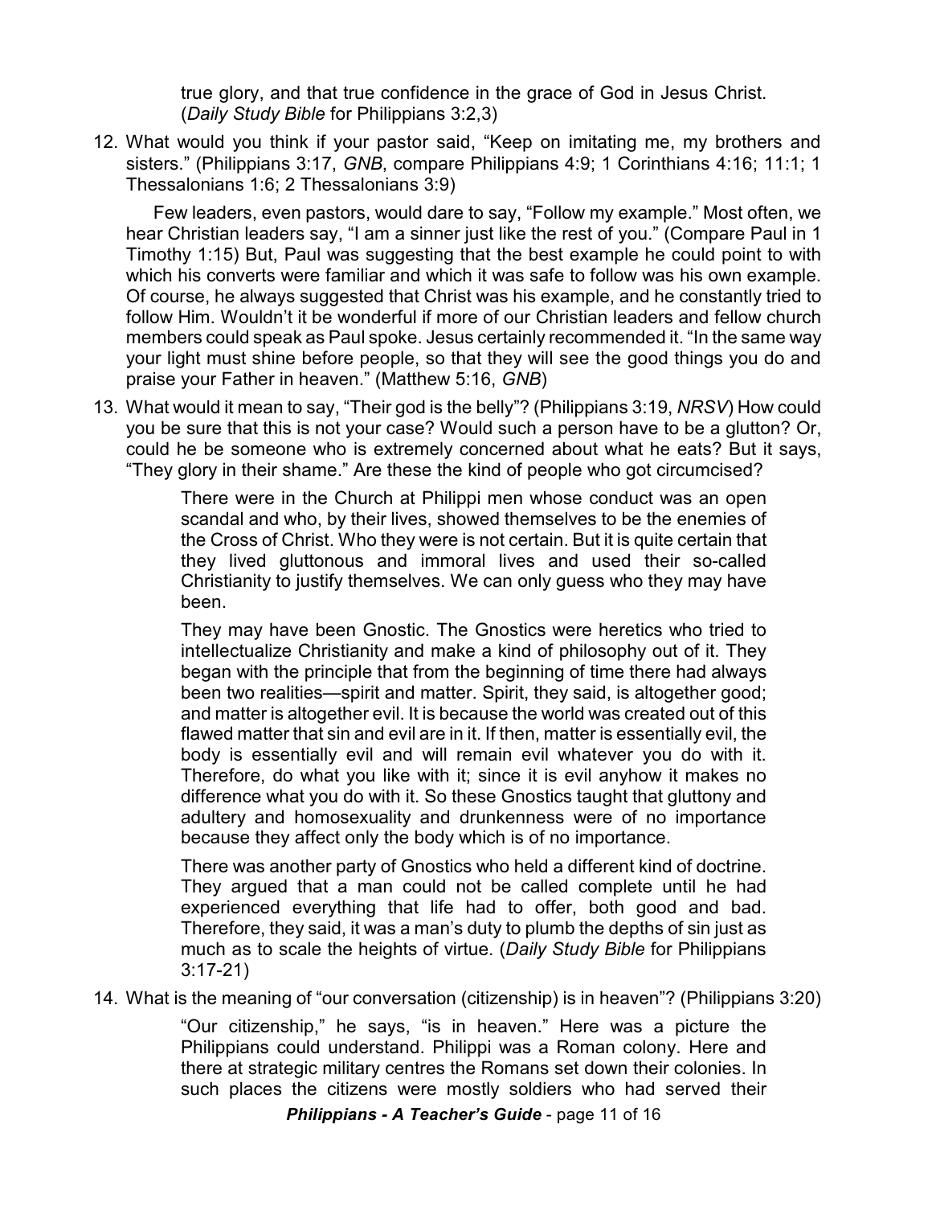true glory, and that true confidence in the grace of God in Jesus Christ. (*Daily Study Bible* for Philippians 3:2,3)

12. What would you think if your pastor said, "Keep on imitating me, my brothers and sisters." (Philippians 3:17, *GNB*, compare Philippians 4:9; 1 Corinthians 4:16; 11:1; 1 Thessalonians 1:6; 2 Thessalonians 3:9)

    Few leaders, even pastors, would dare to say, "Follow my example." Most often, we hear Christian leaders say, "I am a sinner just like the rest of you." (Compare Paul in 1 Timothy 1:15) But, Paul was suggesting that the best example he could point to with which his converts were familiar and which it was safe to follow was his own example. Of course, he always suggested that Christ was his example, and he constantly tried to follow Him. Wouldn't it be wonderful if more of our Christian leaders and fellow church members could speak as Paul spoke. Jesus certainly recommended it. "In the same way your light must shine before people, so that they will see the good things you do and praise your Father in heaven." (Matthew 5:16, *GNB*)

13. What would it mean to say, "Their god is the belly"? (Philippians 3:19, *NRSV*) How could you be sure that this is not your case? Would such a person have to be a glutton? Or, could he be someone who is extremely concerned about what he eats? But it says, "They glory in their shame." Are these the kind of people who got circumcised?

    > There were in the Church at Philippi men whose conduct was an open scandal and who, by their lives, showed themselves to be the enemies of the Cross of Christ. Who they were is not certain. But it is quite certain that they lived gluttonous and immoral lives and used their so-called Christianity to justify themselves. We can only guess who they may have been.
    >
    > They may have been Gnostic. The Gnostics were heretics who tried to intellectualize Christianity and make a kind of philosophy out of it. They began with the principle that from the beginning of time there had always been two realities—spirit and matter. Spirit, they said, is altogether good; and matter is altogether evil. It is because the world was created out of this flawed matter that sin and evil are in it. If then, matter is essentially evil, the body is essentially evil and will remain evil whatever you do with it. Therefore, do what you like with it; since it is evil anyhow it makes no difference what you do with it. So these Gnostics taught that gluttony and adultery and homosexuality and drunkenness were of no importance because they affect only the body which is of no importance.
    >
    > There was another party of Gnostics who held a different kind of doctrine. They argued that a man could not be called complete until he had experienced everything that life had to offer, both good and bad. Therefore, they said, it was a man's duty to plumb the depths of sin just as much as to scale the heights of virtue. (*Daily Study Bible* for Philippians 3:17-21)

14. What is the meaning of "our conversation (citizenship) is in heaven"? (Philippians 3:20)

    > "Our citizenship," he says, "is in heaven." Here was a picture the Philippians could understand. Philippi was a Roman colony. Here and there at strategic military centres the Romans set down their colonies. In such places the citizens were mostly soldiers who had served their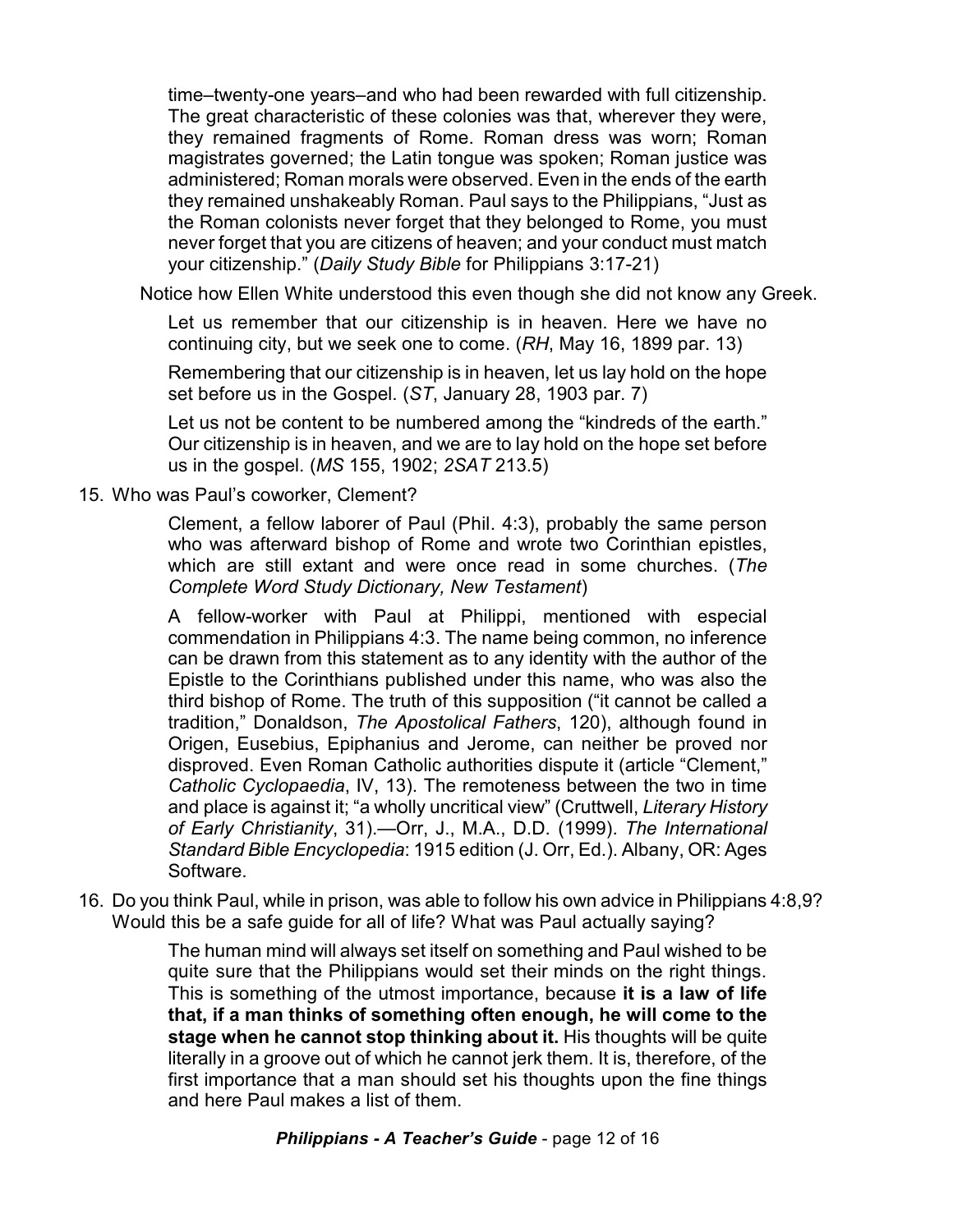time–twenty-one years–and who had been rewarded with full citizenship. The great characteristic of these colonies was that, wherever they were, they remained fragments of Rome. Roman dress was worn; Roman magistrates governed; the Latin tongue was spoken; Roman justice was administered; Roman morals were observed. Even in the ends of the earth they remained unshakeably Roman. Paul says to the Philippians, "Just as the Roman colonists never forget that they belonged to Rome, you must never forget that you are citizens of heaven; and your conduct must match your citizenship." (*Daily Study Bible* for Philippians 3:17-21)

Notice how Ellen White understood this even though she did not know any Greek.

> Let us remember that our citizenship is in heaven. Here we have no continuing city, but we seek one to come. (*RH*, May 16, 1899 par. 13)
>
> Remembering that our citizenship is in heaven, let us lay hold on the hope set before us in the Gospel. (*ST*, January 28, 1903 par. 7)
>
> Let us not be content to be numbered among the "kindreds of the earth." Our citizenship is in heaven, and we are to lay hold on the hope set before us in the gospel. (*MS* 155, 1902; *2SAT* 213.5)

15. Who was Paul's coworker, Clement?

> Clement, a fellow laborer of Paul (Phil. 4:3), probably the same person who was afterward bishop of Rome and wrote two Corinthian epistles, which are still extant and were once read in some churches. (*The Complete Word Study Dictionary, New Testament*)
>
> A fellow-worker with Paul at Philippi, mentioned with especial commendation in Philippians 4:3. The name being common, no inference can be drawn from this statement as to any identity with the author of the Epistle to the Corinthians published under this name, who was also the third bishop of Rome. The truth of this supposition ("it cannot be called a tradition," Donaldson, *The Apostolical Fathers*, 120), although found in Origen, Eusebius, Epiphanius and Jerome, can neither be proved nor disproved. Even Roman Catholic authorities dispute it (article "Clement," *Catholic Cyclopaedia*, IV, 13). The remoteness between the two in time and place is against it; "a wholly uncritical view" (Cruttwell, *Literary History of Early Christianity*, 31).—Orr, J., M.A., D.D. (1999). *The International Standard Bible Encyclopedia*: 1915 edition (J. Orr, Ed.). Albany, OR: Ages Software.

16. Do you think Paul, while in prison, was able to follow his own advice in Philippians 4:8,9? Would this be a safe guide for all of life? What was Paul actually saying?

> The human mind will always set itself on something and Paul wished to be quite sure that the Philippians would set their minds on the right things. This is something of the utmost importance, because **it is a law of life that, if a man thinks of something often enough, he will come to the stage when he cannot stop thinking about it.** His thoughts will be quite literally in a groove out of which he cannot jerk them. It is, therefore, of the first importance that a man should set his thoughts upon the fine things and here Paul makes a list of them.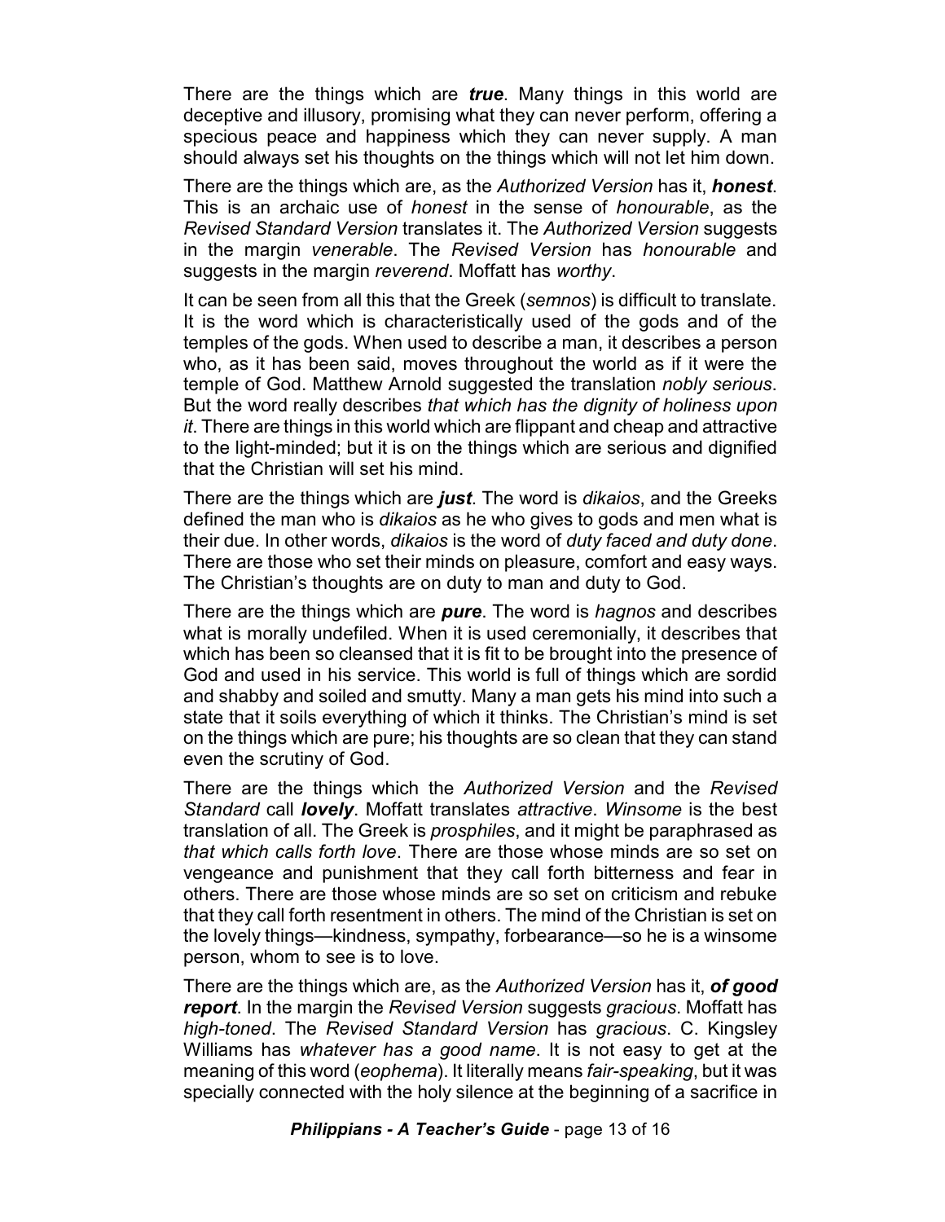There are the things which are ***true***. Many things in this world are deceptive and illusory, promising what they can never perform, offering a specious peace and happiness which they can never supply. A man should always set his thoughts on the things which will not let him down.

There are the things which are, as the *Authorized Version* has it, ***honest***. This is an archaic use of *honest* in the sense of *honourable*, as the *Revised Standard Version* translates it. The *Authorized Version* suggests in the margin *venerable*. The *Revised Version* has *honourable* and suggests in the margin *reverend*. Moffatt has *worthy*.

It can be seen from all this that the Greek (*semnos*) is difficult to translate. It is the word which is characteristically used of the gods and of the temples of the gods. When used to describe a man, it describes a person who, as it has been said, moves throughout the world as if it were the temple of God. Matthew Arnold suggested the translation *nobly serious*. But the word really describes *that which has the dignity of holiness upon it*. There are things in this world which are flippant and cheap and attractive to the light-minded; but it is on the things which are serious and dignified that the Christian will set his mind.

There are the things which are ***just***. The word is *dikaios*, and the Greeks defined the man who is *dikaios* as he who gives to gods and men what is their due. In other words, *dikaios* is the word of *duty faced and duty done*. There are those who set their minds on pleasure, comfort and easy ways. The Christian's thoughts are on duty to man and duty to God.

There are the things which are ***pure***. The word is *hagnos* and describes what is morally undefiled. When it is used ceremonially, it describes that which has been so cleansed that it is fit to be brought into the presence of God and used in his service. This world is full of things which are sordid and shabby and soiled and smutty. Many a man gets his mind into such a state that it soils everything of which it thinks. The Christian's mind is set on the things which are pure; his thoughts are so clean that they can stand even the scrutiny of God.

There are the things which the *Authorized Version* and the *Revised Standard* call ***lovely***. Moffatt translates *attractive*. *Winsome* is the best translation of all. The Greek is *prosphiles*, and it might be paraphrased as *that which calls forth love*. There are those whose minds are so set on vengeance and punishment that they call forth bitterness and fear in others. There are those whose minds are so set on criticism and rebuke that they call forth resentment in others. The mind of the Christian is set on the lovely things—kindness, sympathy, forbearance—so he is a winsome person, whom to see is to love.

There are the things which are, as the *Authorized Version* has it, ***of good report***. In the margin the *Revised Version* suggests *gracious*. Moffatt has *high-toned*. The *Revised Standard Version* has *gracious*. C. Kingsley Williams has *whatever has a good name*. It is not easy to get at the meaning of this word (*eophema*). It literally means *fair-speaking*, but it was specially connected with the holy silence at the beginning of a sacrifice in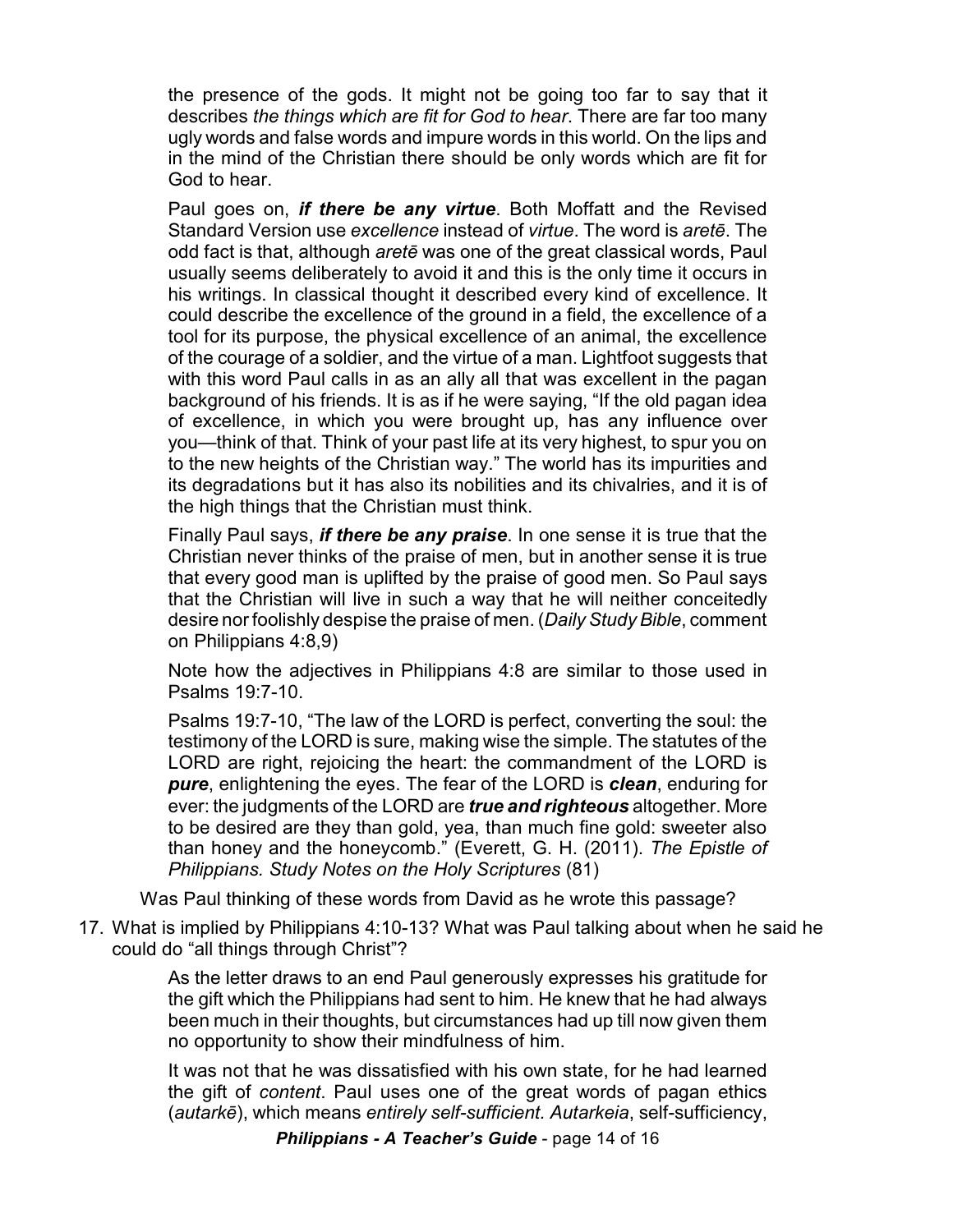the presence of the gods. It might not be going too far to say that it describes *the things which are fit for God to hear*. There are far too many ugly words and false words and impure words in this world. On the lips and in the mind of the Christian there should be only words which are fit for God to hear.

Paul goes on, ***if there be any virtue***. Both Moffatt and the Revised Standard Version use *excellence* instead of *virtue*. The word is *aretē*. The odd fact is that, although *aretē* was one of the great classical words, Paul usually seems deliberately to avoid it and this is the only time it occurs in his writings. In classical thought it described every kind of excellence. It could describe the excellence of the ground in a field, the excellence of a tool for its purpose, the physical excellence of an animal, the excellence of the courage of a soldier, and the virtue of a man. Lightfoot suggests that with this word Paul calls in as an ally all that was excellent in the pagan background of his friends. It is as if he were saying, "If the old pagan idea of excellence, in which you were brought up, has any influence over you—think of that. Think of your past life at its very highest, to spur you on to the new heights of the Christian way." The world has its impurities and its degradations but it has also its nobilities and its chivalries, and it is of the high things that the Christian must think.

Finally Paul says, ***if there be any praise***. In one sense it is true that the Christian never thinks of the praise of men, but in another sense it is true that every good man is uplifted by the praise of good men. So Paul says that the Christian will live in such a way that he will neither conceitedly desire nor foolishly despise the praise of men. (*Daily Study Bible*, comment on Philippians 4:8,9)

Note how the adjectives in Philippians 4:8 are similar to those used in Psalms 19:7-10.

Psalms 19:7-10, "The law of the LORD is perfect, converting the soul: the testimony of the LORD is sure, making wise the simple. The statutes of the LORD are right, rejoicing the heart: the commandment of the LORD is ***pure***, enlightening the eyes. The fear of the LORD is ***clean***, enduring for ever: the judgments of the LORD are ***true and righteous*** altogether. More to be desired are they than gold, yea, than much fine gold: sweeter also than honey and the honeycomb." (Everett, G. H. (2011). *The Epistle of Philippians. Study Notes on the Holy Scriptures* (81)

Was Paul thinking of these words from David as he wrote this passage?

17. What is implied by Philippians 4:10-13? What was Paul talking about when he said he could do "all things through Christ"?

    As the letter draws to an end Paul generously expresses his gratitude for the gift which the Philippians had sent to him. He knew that he had always been much in their thoughts, but circumstances had up till now given them no opportunity to show their mindfulness of him.

    It was not that he was dissatisfied with his own state, for he had learned the gift of *content*. Paul uses one of the great words of pagan ethics (*autarkē*), which means *entirely self-sufficient. Autarkeia*, self-sufficiency,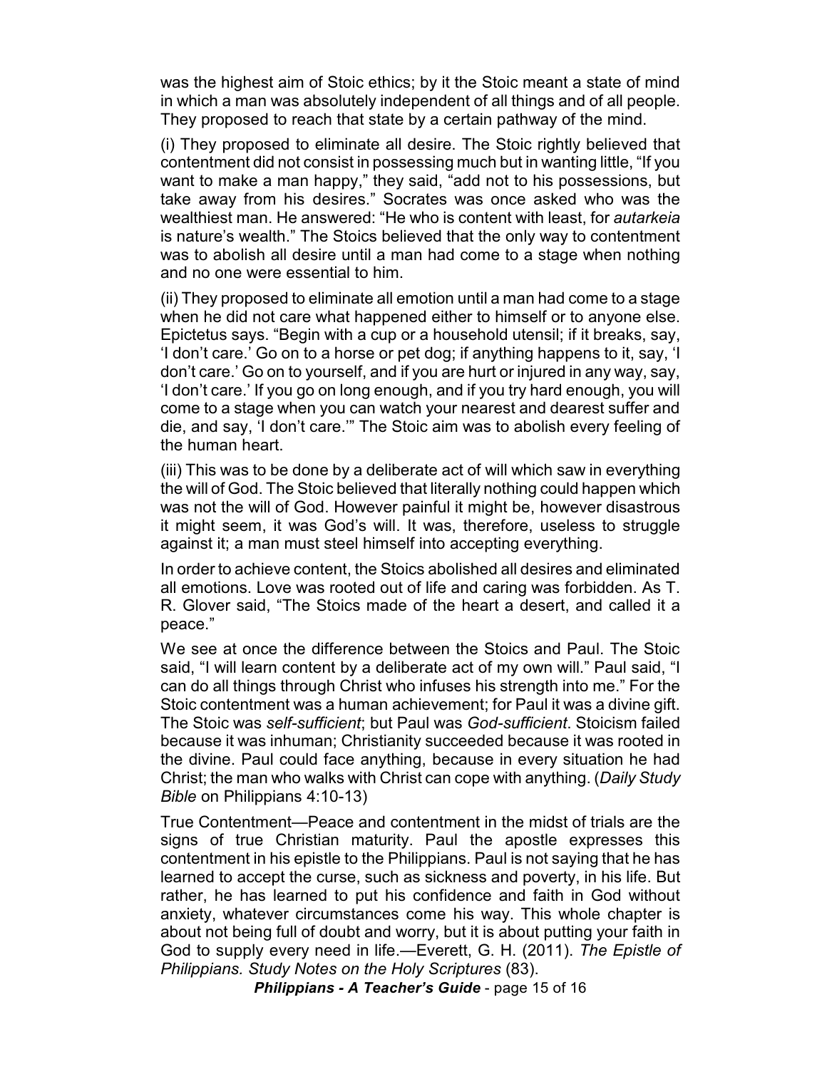was the highest aim of Stoic ethics; by it the Stoic meant a state of mind in which a man was absolutely independent of all things and of all people. They proposed to reach that state by a certain pathway of the mind.

(i) They proposed to eliminate all desire. The Stoic rightly believed that contentment did not consist in possessing much but in wanting little, "If you want to make a man happy," they said, "add not to his possessions, but take away from his desires." Socrates was once asked who was the wealthiest man. He answered: "He who is content with least, for *autarkeia* is nature's wealth." The Stoics believed that the only way to contentment was to abolish all desire until a man had come to a stage when nothing and no one were essential to him.

(ii) They proposed to eliminate all emotion until a man had come to a stage when he did not care what happened either to himself or to anyone else. Epictetus says. "Begin with a cup or a household utensil; if it breaks, say, 'I don't care.' Go on to a horse or pet dog; if anything happens to it, say, 'I don't care.' Go on to yourself, and if you are hurt or injured in any way, say, 'I don't care.' If you go on long enough, and if you try hard enough, you will come to a stage when you can watch your nearest and dearest suffer and die, and say, 'I don't care.'" The Stoic aim was to abolish every feeling of the human heart.

(iii) This was to be done by a deliberate act of will which saw in everything the will of God. The Stoic believed that literally nothing could happen which was not the will of God. However painful it might be, however disastrous it might seem, it was God's will. It was, therefore, useless to struggle against it; a man must steel himself into accepting everything.

In order to achieve content, the Stoics abolished all desires and eliminated all emotions. Love was rooted out of life and caring was forbidden. As T. R. Glover said, "The Stoics made of the heart a desert, and called it a peace."

We see at once the difference between the Stoics and Paul. The Stoic said, "I will learn content by a deliberate act of my own will." Paul said, "I can do all things through Christ who infuses his strength into me." For the Stoic contentment was a human achievement; for Paul it was a divine gift. The Stoic was *self-sufficient*; but Paul was *God-sufficient*. Stoicism failed because it was inhuman; Christianity succeeded because it was rooted in the divine. Paul could face anything, because in every situation he had Christ; the man who walks with Christ can cope with anything. (*Daily Study Bible* on Philippians 4:10-13)

True Contentment—Peace and contentment in the midst of trials are the signs of true Christian maturity. Paul the apostle expresses this contentment in his epistle to the Philippians. Paul is not saying that he has learned to accept the curse, such as sickness and poverty, in his life. But rather, he has learned to put his confidence and faith in God without anxiety, whatever circumstances come his way. This whole chapter is about not being full of doubt and worry, but it is about putting your faith in God to supply every need in life.—Everett, G. H. (2011). *The Epistle of Philippians. Study Notes on the Holy Scriptures* (83).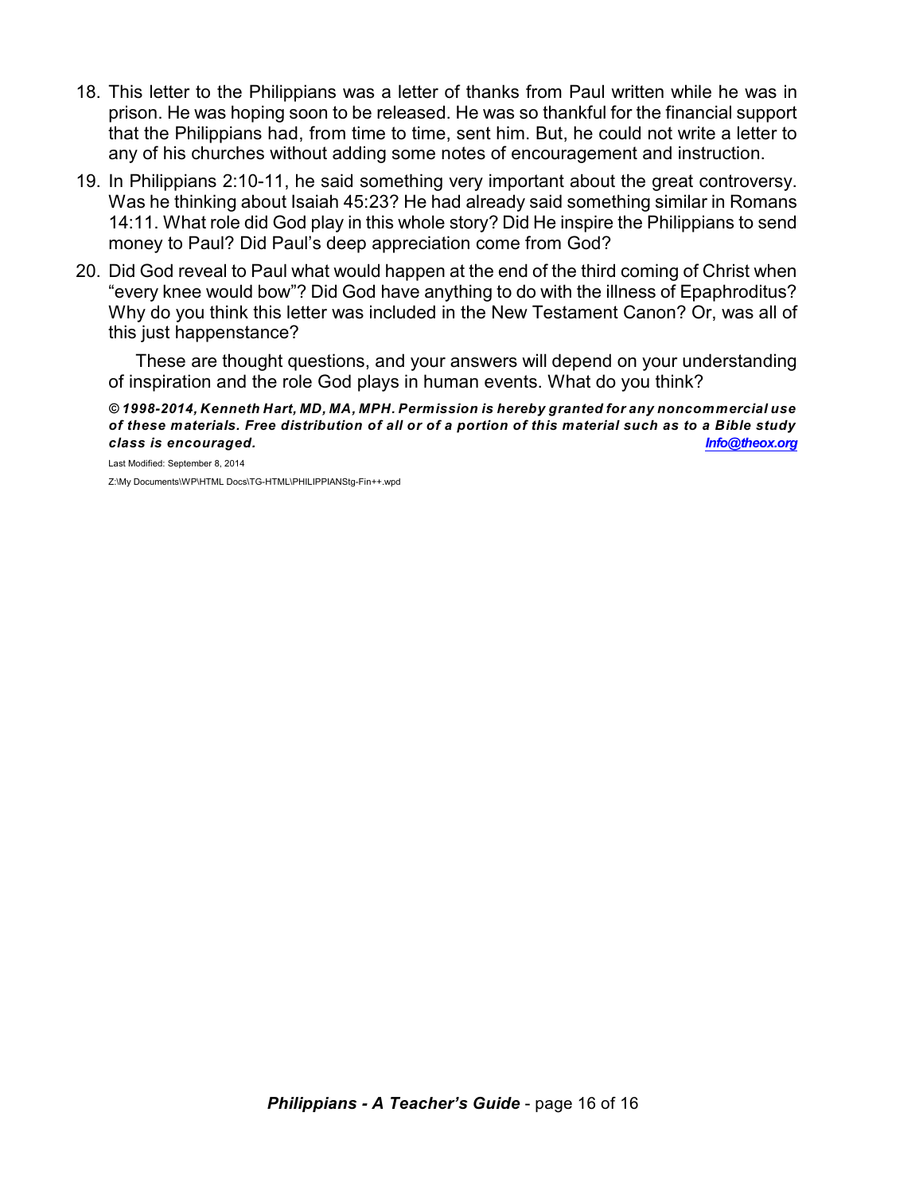18. This letter to the Philippians was a letter of thanks from Paul written while he was in prison. He was hoping soon to be released. He was so thankful for the financial support that the Philippians had, from time to time, sent him. But, he could not write a letter to any of his churches without adding some notes of encouragement and instruction.

19. In Philippians 2:10-11, he said something very important about the great controversy. Was he thinking about Isaiah 45:23? He had already said something similar in Romans 14:11. What role did God play in this whole story? Did He inspire the Philippians to send money to Paul? Did Paul's deep appreciation come from God?

20. Did God reveal to Paul what would happen at the end of the third coming of Christ when "every knee would bow"? Did God have anything to do with the illness of Epaphroditus? Why do you think this letter was included in the New Testament Canon? Or, was all of this just happenstance?

These are thought questions, and your answers will depend on your understanding of inspiration and the role God plays in human events. What do you think?

***© 1998-2014, Kenneth Hart, MD, MA, MPH. Permission is hereby granted for any noncommercial use of these materials. Free distribution of all or of a portion of this material such as to a Bible study class is encouraged.*** ***Info@theox.org***

Last Modified: September 8, 2014

Z:\My Documents\WP\HTML Docs\TG-HTML\PHILIPPIANStg-Fin++.wpd